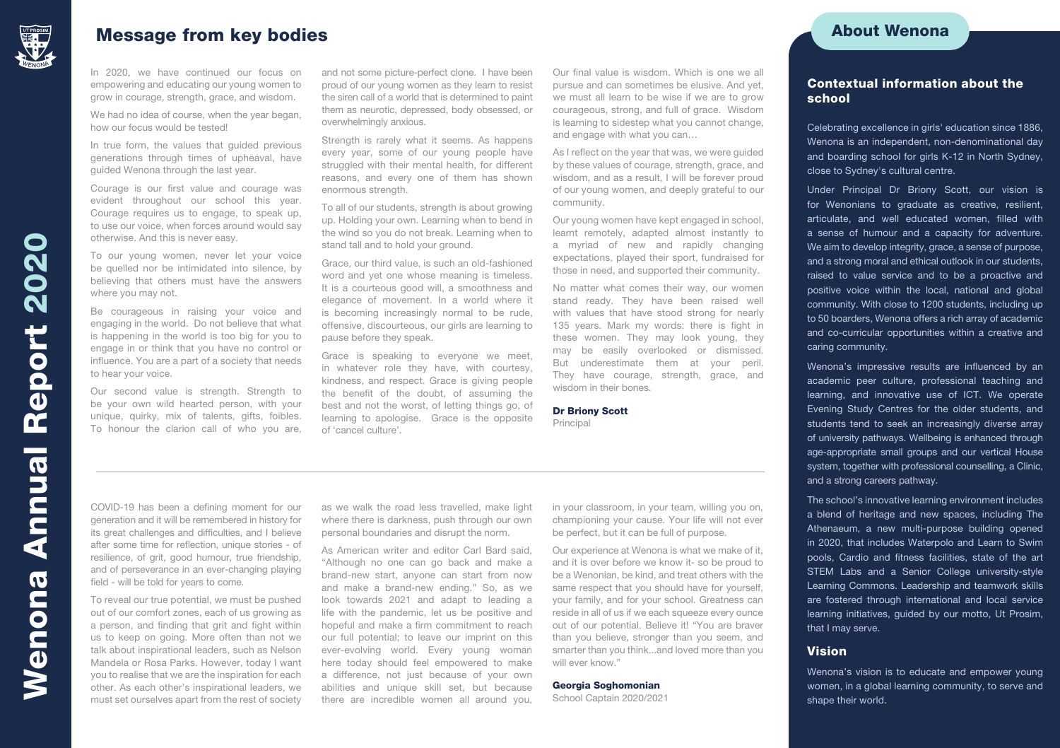## Message from key bodies

In 2020, we have continued our focus on empowering and educating our young women to grow in courage, strength, grace, and wisdom.

We had no idea of course, when the year began, how our focus would be tested!

In true form, the values that guided previous generations through times of upheaval, have guided Wenona through the last year.

Courage is our first value and courage was evident throughout our school this year. Courage requires us to engage, to speak up, to use our voice, when forces around would say otherwise. And this is never easy.

To our young women, never let your voice be quelled nor be intimidated into silence, by believing that others must have the answers where you may not.

Be courageous in raising your voice and engaging in the world. Do not believe that what is happening in the world is too big for you to engage in or think that you have no control or influence. You are a part of a society that needs to hear your voice.

Our second value is strength. Strength to be your own wild hearted person, with your unique, quirky, mix of talents, gifts, foibles. To honour the clarion call of who you are, and not some picture-perfect clone. I have been proud of our young women as they learn to resist the siren call of a world that is determined to paint them as neurotic, depressed, body obsessed, or overwhelmingly anxious.

Strength is rarely what it seems. As happens every year, some of our young people have struggled with their mental health, for different reasons, and every one of them has shown enormous strength.

To all of our students, strength is about growing up. Holding your own. Learning when to bend in the wind so you do not break. Learning when to stand tall and to hold your ground.

Grace, our third value, is such an old-fashioned word and yet one whose meaning is timeless. It is a courteous good will, a smoothness and elegance of movement. In a world where it is becoming increasingly normal to be rude, offensive, discourteous, our girls are learning to pause before they speak.

Grace is speaking to everyone we meet, in whatever role they have, with courtesy, kindness, and respect. Grace is giving people the benefit of the doubt, of assuming the best and not the worst, of letting things go, of learning to apologise. Grace is the opposite of 'cancel culture'.

Our final value is wisdom. Which is one we all pursue and can sometimes be elusive. And yet, we must all learn to be wise if we are to grow courageous, strong, and full of grace. Wisdom is learning to sidestep what you cannot change, and engage with what you can…

As I reflect on the year that was, we were guided by these values of courage, strength, grace, and wisdom, and as a result, I will be forever proud of our young women, and deeply grateful to our community.

Our young women have kept engaged in school, learnt remotely, adapted almost instantly to a myriad of new and rapidly changing expectations, played their sport, fundraised for those in need, and supported their community.

No matter what comes their way, our women stand ready. They have been raised well with values that have stood strong for nearly 135 years. Mark my words: there is fight in these women. They may look young, they may be easily overlooked or dismissed. But underestimate them at your peril. They have courage, strength, grace, and wisdom in their bones.

**Dr Briony Scott**
Principal

---

COVID-19 has been a defining moment for our generation and it will be remembered in history for its great challenges and difficulties, and I believe after some time for reflection, unique stories - of resilience, of grit, good humour, true friendship, and of perseverance in an ever-changing playing field - will be told for years to come.

To reveal our true potential, we must be pushed out of our comfort zones, each of us growing as a person, and finding that grit and fight within us to keep on going. More often than not we talk about inspirational leaders, such as Nelson Mandela or Rosa Parks. However, today I want you to realise that we are the inspiration for each other. As each other's inspirational leaders, we must set ourselves apart from the rest of society as we walk the road less travelled, make light where there is darkness, push through our own personal boundaries and disrupt the norm.

As American writer and editor Carl Bard said, "Although no one can go back and make a brand-new start, anyone can start from now and make a brand-new ending." So, as we look towards 2021 and adapt to leading a life with the pandemic, let us be positive and hopeful and make a firm commitment to reach our full potential; to leave our imprint on this ever-evolving world. Every young woman here today should feel empowered to make a difference, not just because of your own abilities and unique skill set, but because there are incredible women all around you, in your classroom, in your team, willing you on, championing your cause. Your life will not ever be perfect, but it can be full of purpose.

Our experience at Wenona is what we make of it, and it is over before we know it- so be proud to be a Wenonian, be kind, and treat others with the same respect that you should have for yourself, your family, and for your school. Greatness can reside in all of us if we each squeeze every ounce out of our potential. Believe it! "You are braver than you believe, stronger than you seem, and smarter than you think...and loved more than you will ever know."

**Georgia Soghomonian**
School Captain 2020/2021

## About Wenona

### Contextual information about the school

Celebrating excellence in girls' education since 1886, Wenona is an independent, non-denominational day and boarding school for girls K-12 in North Sydney, close to Sydney's cultural centre.

Under Principal Dr Briony Scott, our vision is for Wenonians to graduate as creative, resilient, articulate, and well educated women, filled with a sense of humour and a capacity for adventure. We aim to develop integrity, grace, a sense of purpose, and a strong moral and ethical outlook in our students, raised to value service and to be a proactive and positive voice within the local, national and global community. With close to 1200 students, including up to 50 boarders, Wenona offers a rich array of academic and co-curricular opportunities within a creative and caring community.

Wenona's impressive results are influenced by an academic peer culture, professional teaching and learning, and innovative use of ICT. We operate Evening Study Centres for the older students, and students tend to seek an increasingly diverse array of university pathways. Wellbeing is enhanced through age-appropriate small groups and our vertical House system, together with professional counselling, a Clinic, and a strong careers pathway.

The school's innovative learning environment includes a blend of heritage and new spaces, including The Athenaeum, a new multi-purpose building opened in 2020, that includes Waterpolo and Learn to Swim pools, Cardio and fitness facilities, state of the art STEM Labs and a Senior College university-style Learning Commons. Leadership and teamwork skills are fostered through international and local service learning initiatives, guided by our motto, Ut Prosim, that I may serve.

### Vision

Wenona's vision is to educate and empower young women, in a global learning community, to serve and shape their world.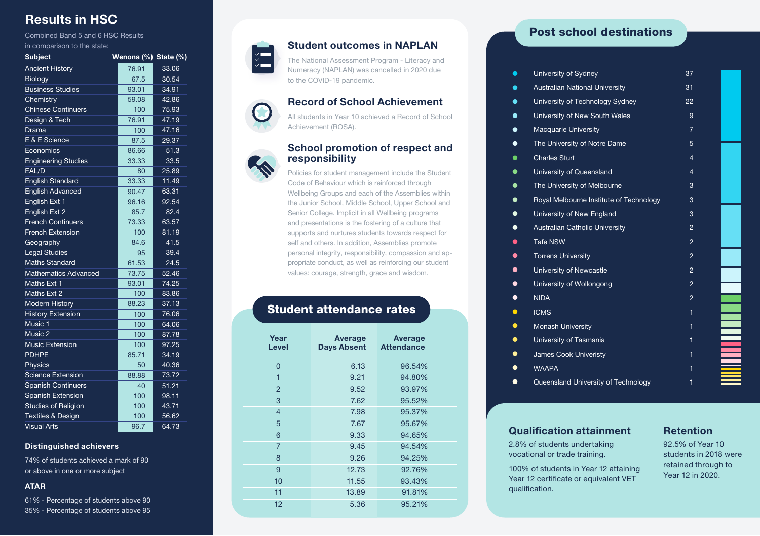## Results in HSC

Combined Band 5 and 6 HSC Results in comparison to the state:

| Subject | Wenona (%) | State (%) |
|---|---|---|
| Ancient History | 76.91 | 33.06 |
| Biology | 67.5 | 30.54 |
| Business Studies | 93.01 | 34.91 |
| Chemistry | 59.08 | 42.86 |
| Chinese Continuers | 100 | 75.93 |
| Design & Tech | 76.91 | 47.19 |
| Drama | 100 | 47.16 |
| E & E Science | 87.5 | 29.37 |
| Economics | 86.66 | 51.3 |
| Engineering Studies | 33.33 | 33.5 |
| EAL/D | 80 | 25.89 |
| English Standard | 33.33 | 11.49 |
| English Advanced | 90.47 | 63.31 |
| English Ext 1 | 96.16 | 92.54 |
| English Ext 2 | 85.7 | 82.4 |
| French Continuers | 73.33 | 63.57 |
| French Extension | 100 | 81.19 |
| Geography | 84.6 | 41.5 |
| Legal Studies | 95 | 39.4 |
| Maths Standard | 61.53 | 24.5 |
| Mathematics Advanced | 73.75 | 52.46 |
| Maths Ext 1 | 93.01 | 74.25 |
| Maths Ext 2 | 100 | 83.86 |
| Modern History | 88.23 | 37.13 |
| History Extension | 100 | 76.06 |
| Music 1 | 100 | 64.06 |
| Music 2 | 100 | 87.78 |
| Music Extension | 100 | 97.25 |
| PDHPE | 85.71 | 34.19 |
| Physics | 50 | 40.36 |
| Science Extension | 88.88 | 73.72 |
| Spanish Continuers | 40 | 51.21 |
| Spanish Extension | 100 | 98.11 |
| Studies of Religion | 100 | 43.71 |
| Textiles & Design | 100 | 56.62 |
| Visual Arts | 96.7 | 64.73 |

### Distinguished achievers

74% of students achieved a mark of 90 or above in one or more subject

### ATAR

61% - Percentage of students above 90
35% - Percentage of students above 95

## Student outcomes in NAPLAN

The National Assessment Program - Literacy and Numeracy (NAPLAN) was cancelled in 2020 due to the COVID-19 pandemic.

## Record of School Achievement

All students in Year 10 achieved a Record of School Achievement (ROSA).

## School promotion of respect and responsibility

Policies for student management include the Student Code of Behaviour which is reinforced through Wellbeing Groups and each of the Assemblies within the Junior School, Middle School, Upper School and Senior College. Implicit in all Wellbeing programs and presentations is the fostering of a culture that supports and nurtures students towards respect for self and others. In addition, Assemblies promote personal integrity, responsibility, compassion and appropriate conduct, as well as reinforcing our student values: courage, strength, grace and wisdom.

## Student attendance rates

| Year Level | Average Days Absent | Average Attendance |
|---|---|---|
| 0 | 6.13 | 96.54% |
| 1 | 9.21 | 94.80% |
| 2 | 9.52 | 93.97% |
| 3 | 7.62 | 95.52% |
| 4 | 7.98 | 95.37% |
| 5 | 7.67 | 95.67% |
| 6 | 9.33 | 94.65% |
| 7 | 9.45 | 94.54% |
| 8 | 9.26 | 94.25% |
| 9 | 12.73 | 92.76% |
| 10 | 11.55 | 93.43% |
| 11 | 13.89 | 91.81% |
| 12 | 5.36 | 95.21% |

## Post school destinations

| Destination | Number |
|---|---|
| University of Sydney | 37 |
| Australian National University | 31 |
| University of Technology Sydney | 22 |
| University of New South Wales | 9 |
| Macquarie University | 7 |
| The University of Notre Dame | 5 |
| Charles Sturt | 4 |
| University of Queensland | 4 |
| The University of Melbourne | 3 |
| Royal Melbourne Institute of Technology | 3 |
| University of New England | 3 |
| Australian Catholic University | 2 |
| Tafe NSW | 2 |
| Torrens University | 2 |
| University of Newcastle | 2 |
| University of Wollongong | 2 |
| NIDA | 2 |
| ICMS | 1 |
| Monash University | 1 |
| University of Tasmania | 1 |
| James Cook Univeristy | 1 |
| WAAPA | 1 |
| Queensland University of Technology | 1 |

### Qualification attainment

2.8% of students undertaking vocational or trade training.

100% of students in Year 12 attaining Year 12 certificate or equivalent VET qualification.

### Retention

92.5% of Year 10 students in 2018 were retained through to Year 12 in 2020.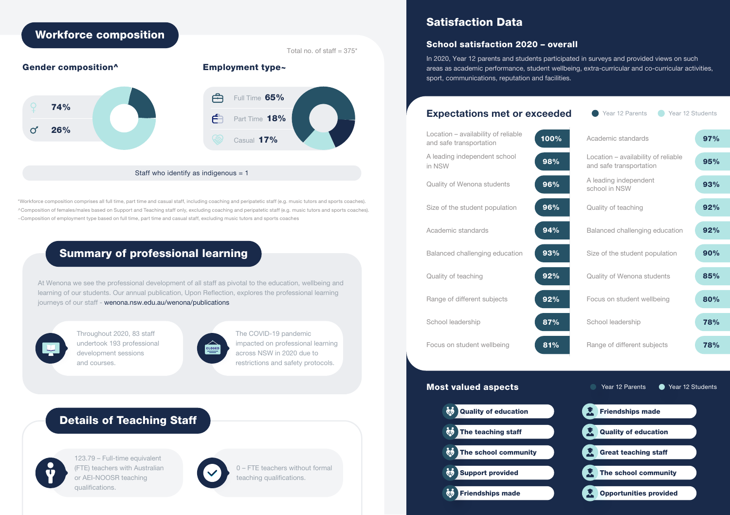## Workforce composition

Total no. of staff = 375*

### Gender composition^

- ♀ 74%
- ♂ 26%

### Employment type~

- Full Time **65%**
- Part Time **18%**
- Casual **17%**

Staff who identify as indigenous = 1

*Workforce composition comprises all full time, part time and casual staff, including coaching and peripatetic staff (e.g. music tutors and sports coaches).
^Composition of females/males based on Support and Teaching staff only, excluding coaching and peripatetic staff (e.g. music tutors and sports coaches).
~Composition of employment type based on full time, part time and casual staff, excluding music tutors and sports coaches

## Summary of professional learning

At Wenona we see the professional development of all staff as pivotal to the education, wellbeing and learning of our students. Our annual publication, Upon Reflection, explores the professional learning journeys of our staff - wenona.nsw.edu.au/wenona/publications

Throughout 2020, 83 staff undertook 193 professional development sessions and courses.

The COVID-19 pandemic impacted on professional learning across NSW in 2020 due to restrictions and safety protocols.

## Details of Teaching Staff

123.79 – Full-time equivalent (FTE) teachers with Australian or AEI-NOOSR teaching qualifications.

0 – FTE teachers without formal teaching qualifications.

## Satisfaction Data

### School satisfaction 2020 – overall

In 2020, Year 12 parents and students participated in surveys and provided views on such areas as academic performance, student wellbeing, extra-curricular and co-curricular activities, sport, communications, reputation and facilities.

### Expectations met or exceeded

| Year 12 Parents | | Year 12 Students | |
|---|---|---|---|
| Location – availability of reliable and safe transportation | 100% | Academic standards | 97% |
| A leading independent school in NSW | 98% | Location – availability of reliable and safe transportation | 95% |
| Quality of Wenona students | 96% | A leading independent school in NSW | 93% |
| Size of the student population | 96% | Quality of teaching | 92% |
| Academic standards | 94% | Balanced challenging education | 92% |
| Balanced challenging education | 93% | Size of the student population | 90% |
| Quality of teaching | 92% | Quality of Wenona students | 85% |
| Range of different subjects | 92% | Focus on student wellbeing | 80% |
| School leadership | 87% | School leadership | 78% |
| Focus on student wellbeing | 81% | Range of different subjects | 78% |

### Most valued aspects

| Year 12 Parents | Year 12 Students |
|---|---|
| Quality of education | Friendships made |
| The teaching staff | Quality of education |
| The school community | Great teaching staff |
| Support provided | The school community |
| Friendships made | Opportunities provided |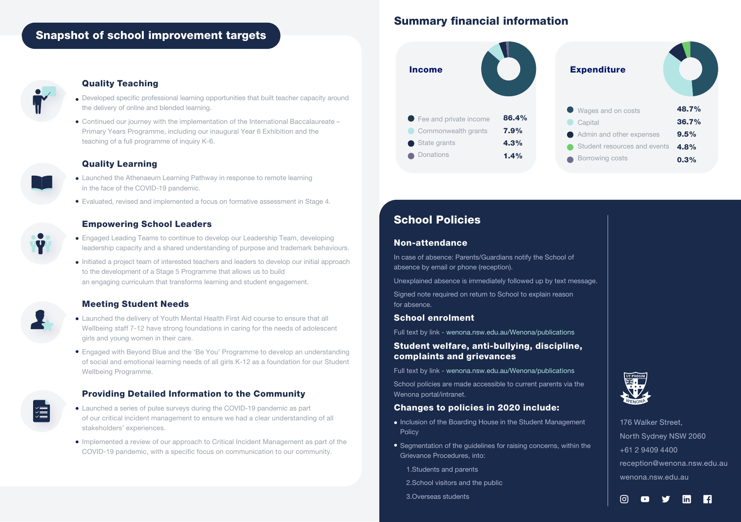## Snapshot of school improvement targets

### Quality Teaching

- Developed specific professional learning opportunities that built teacher capacity around the delivery of online and blended learning.
- Continued our journey with the implementation of the International Baccalaureate – Primary Years Programme, including our inaugural Year 6 Exhibition and the teaching of a full programme of inquiry K-6.

### Quality Learning

- Launched the Athenaeum Learning Pathway in response to remote learning in the face of the COVID-19 pandemic.
- Evaluated, revised and implemented a focus on formative assessment in Stage 4.

### Empowering School Leaders

- Engaged Leading Teams to continue to develop our Leadership Team, developing leadership capacity and a shared understanding of purpose and trademark behaviours.
- Initiated a project team of interested teachers and leaders to develop our initial approach to the development of a Stage 5 Programme that allows us to build an engaging curriculum that transforms learning and student engagement.

### Meeting Student Needs

- Launched the delivery of Youth Mental Health First Aid course to ensure that all Wellbeing staff 7-12 have strong foundations in caring for the needs of adolescent girls and young women in their care.
- Engaged with Beyond Blue and the 'Be You' Programme to develop an understanding of social and emotional learning needs of all girls K-12 as a foundation for our Student Wellbeing Programme.

### Providing Detailed Information to the Community

- Launched a series of pulse surveys during the COVID-19 pandemic as part of our critical incident management to ensure we had a clear understanding of all stakeholders' experiences.
- Implemented a review of our approach to Critical Incident Management as part of the COVID-19 pandemic, with a specific focus on communication to our community.

## Summary financial information

### Income

Fee and private income 86.4%
Commonwealth grants 7.9%
State grants 4.3%
Donations 1.4%

### Expenditure

Wages and on costs 48.7%
Capital 36.7%
Admin and other expenses 9.5%
Student resources and events 4.8%
Borrowing costs 0.3%

## School Policies

### Non-attendance

In case of absence: Parents/Guardians notify the School of absence by email or phone (reception).

Unexplained absence is immediately followed up by text message.

Signed note required on return to School to explain reason for absence.

### School enrolment

Full text by link - wenona.nsw.edu.au/Wenona/publications

### Student welfare, anti-bullying, discipline, complaints and grievances

Full text by link - wenona.nsw.edu.au/Wenona/publications

School policies are made accessible to current parents via the Wenona portal/intranet.

### Changes to policies in 2020 include:

- Inclusion of the Boarding House in the Student Management Policy
- Segmentation of the guidelines for raising concerns, within the Grievance Procedures, into:
  1. Students and parents
  2. School visitors and the public
  3. Overseas students

UT PROSIM
WENONA

176 Walker Street,
North Sydney NSW 2060
+61 2 9409 4400
reception@wenona.nsw.edu.au
wenona.nsw.edu.au